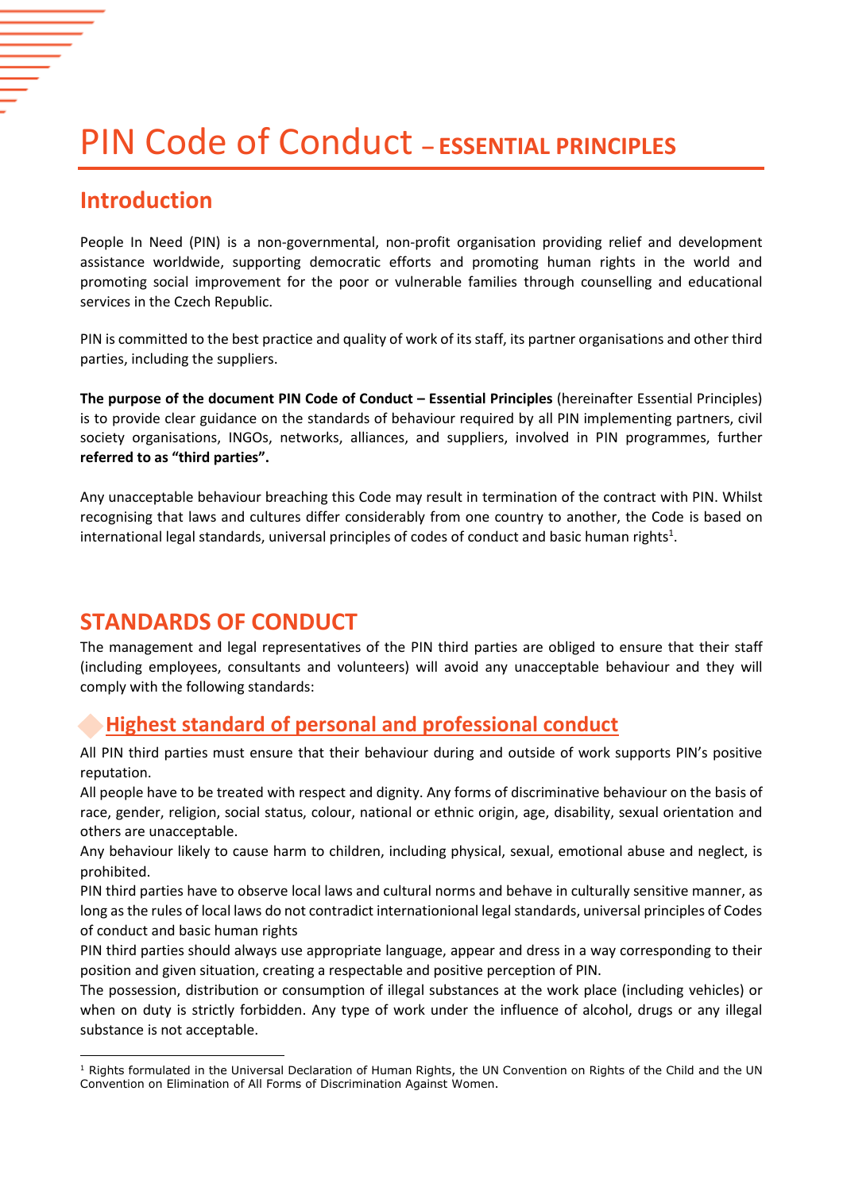# PIN Code of Conduct – ESSENTIAL PRINCIPLES

## Introduction

People In Need (PIN) is a non-governmental, non-profit organisation providing relief and development assistance worldwide, supporting democratic efforts and promoting human rights in the world and promoting social improvement for the poor or vulnerable families through counselling and educational services in the Czech Republic.

PIN is committed to the best practice and quality of work of its staff, its partner organisations and other third parties, including the suppliers.

**The purpose of the document PIN Code of Conduct – Essential Principles** (hereinafter Essential Principles) is to provide clear guidance on the standards of behaviour required by all PIN implementing partners, civil society organisations, INGOs, networks, alliances, and suppliers, involved in PIN programmes, further **referred to as "third parties".**

Any unacceptable behaviour breaching this Code may result in termination of the contract with PIN. Whilst recognising that laws and cultures differ considerably from one country to another, the Code is based on international legal standards, universal principles of codes of conduct and basic human rights[1].

## STANDARDS OF CONDUCT

The management and legal representatives of the PIN third parties are obliged to ensure that their staff (including employees, consultants and volunteers) will avoid any unacceptable behaviour and they will comply with the following standards:

### Highest standard of personal and professional conduct

All PIN third parties must ensure that their behaviour during and outside of work supports PIN's positive reputation.

All people have to be treated with respect and dignity. Any forms of discriminative behaviour on the basis of race, gender, religion, social status, colour, national or ethnic origin, age, disability, sexual orientation and others are unacceptable.

Any behaviour likely to cause harm to children, including physical, sexual, emotional abuse and neglect, is prohibited.

PIN third parties have to observe local laws and cultural norms and behave in culturally sensitive manner, as long as the rules of local laws do not contradict internationional legal standards, universal principles of Codes of conduct and basic human rights

PIN third parties should always use appropriate language, appear and dress in a way corresponding to their position and given situation, creating a respectable and positive perception of PIN.

The possession, distribution or consumption of illegal substances at the work place (including vehicles) or when on duty is strictly forbidden. Any type of work under the influence of alcohol, drugs or any illegal substance is not acceptable.

[1] Rights formulated in the Universal Declaration of Human Rights, the UN Convention on Rights of the Child and the UN Convention on Elimination of All Forms of Discrimination Against Women.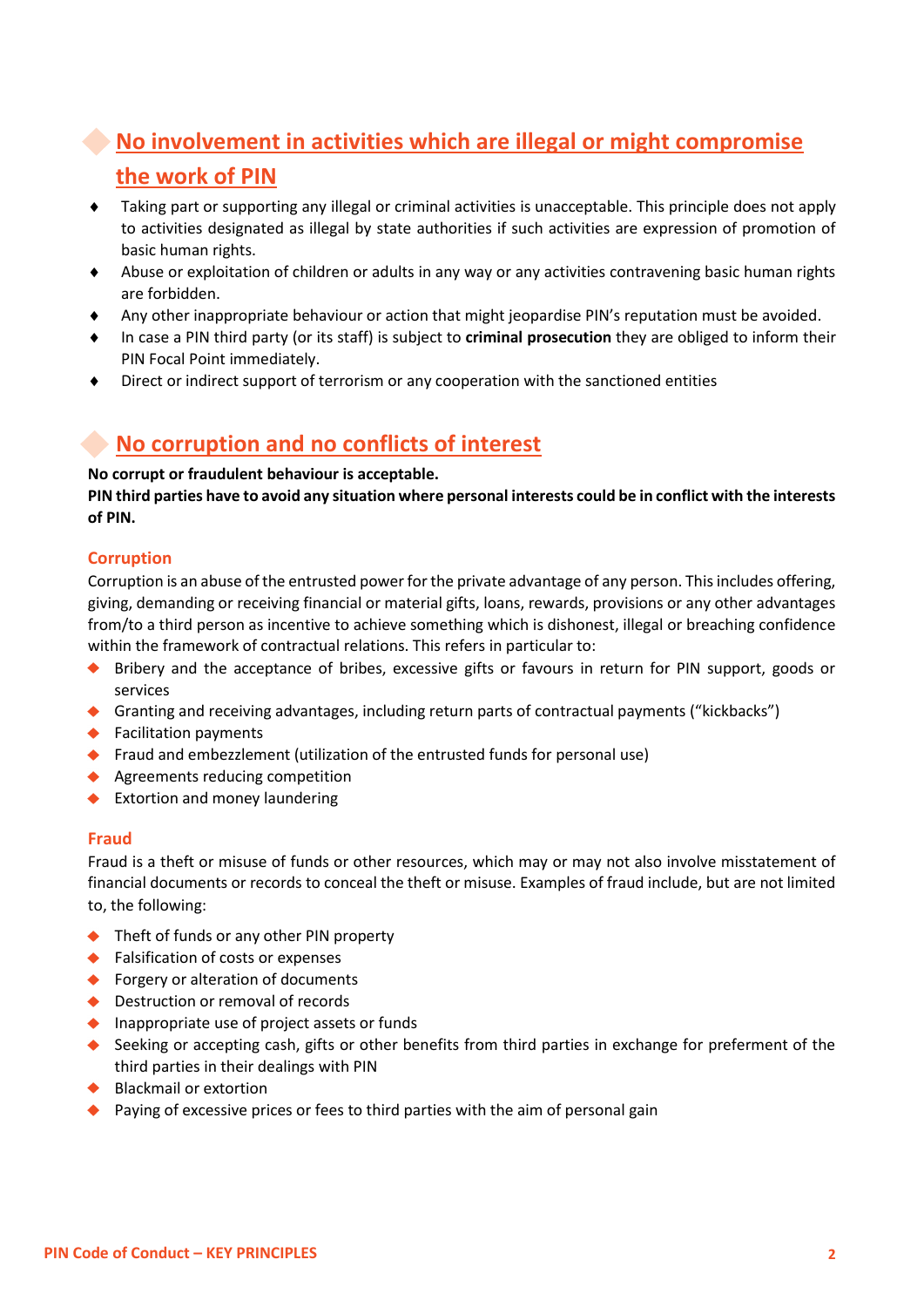## No involvement in activities which are illegal or might compromise the work of PIN

- Taking part or supporting any illegal or criminal activities is unacceptable. This principle does not apply to activities designated as illegal by state authorities if such activities are expression of promotion of basic human rights.
- Abuse or exploitation of children or adults in any way or any activities contravening basic human rights are forbidden.
- Any other inappropriate behaviour or action that might jeopardise PIN's reputation must be avoided.
- In case a PIN third party (or its staff) is subject to **criminal prosecution** they are obliged to inform their PIN Focal Point immediately.
- Direct or indirect support of terrorism or any cooperation with the sanctioned entities

## No corruption and no conflicts of interest

**No corrupt or fraudulent behaviour is acceptable.**
**PIN third parties have to avoid any situation where personal interests could be in conflict with the interests of PIN.**

### Corruption

Corruption is an abuse of the entrusted power for the private advantage of any person. This includes offering, giving, demanding or receiving financial or material gifts, loans, rewards, provisions or any other advantages from/to a third person as incentive to achieve something which is dishonest, illegal or breaching confidence within the framework of contractual relations. This refers in particular to:

- Bribery and the acceptance of bribes, excessive gifts or favours in return for PIN support, goods or services
- Granting and receiving advantages, including return parts of contractual payments ("kickbacks")
- Facilitation payments
- Fraud and embezzlement (utilization of the entrusted funds for personal use)
- Agreements reducing competition
- Extortion and money laundering

### Fraud

Fraud is a theft or misuse of funds or other resources, which may or may not also involve misstatement of financial documents or records to conceal the theft or misuse. Examples of fraud include, but are not limited to, the following:

- Theft of funds or any other PIN property
- Falsification of costs or expenses
- Forgery or alteration of documents
- Destruction or removal of records
- Inappropriate use of project assets or funds
- Seeking or accepting cash, gifts or other benefits from third parties in exchange for preferment of the third parties in their dealings with PIN
- Blackmail or extortion
- Paying of excessive prices or fees to third parties with the aim of personal gain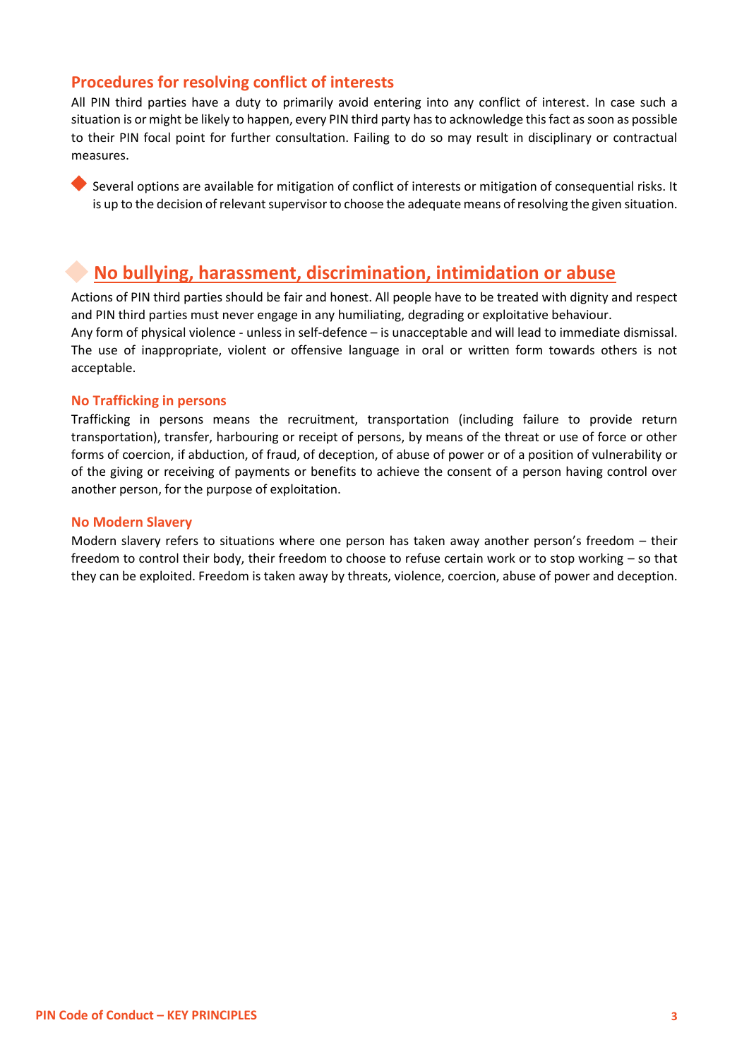### Procedures for resolving conflict of interests

All PIN third parties have a duty to primarily avoid entering into any conflict of interest. In case such a situation is or might be likely to happen, every PIN third party has to acknowledge this fact as soon as possible to their PIN focal point for further consultation. Failing to do so may result in disciplinary or contractual measures.

- Several options are available for mitigation of conflict of interests or mitigation of consequential risks. It is up to the decision of relevant supervisor to choose the adequate means of resolving the given situation.

## No bullying, harassment, discrimination, intimidation or abuse

Actions of PIN third parties should be fair and honest. All people have to be treated with dignity and respect and PIN third parties must never engage in any humiliating, degrading or exploitative behaviour.
Any form of physical violence - unless in self-defence – is unacceptable and will lead to immediate dismissal. The use of inappropriate, violent or offensive language in oral or written form towards others is not acceptable.

### No Trafficking in persons

Trafficking in persons means the recruitment, transportation (including failure to provide return transportation), transfer, harbouring or receipt of persons, by means of the threat or use of force or other forms of coercion, if abduction, of fraud, of deception, of abuse of power or of a position of vulnerability or of the giving or receiving of payments or benefits to achieve the consent of a person having control over another person, for the purpose of exploitation.

### No Modern Slavery

Modern slavery refers to situations where one person has taken away another person's freedom – their freedom to control their body, their freedom to choose to refuse certain work or to stop working – so that they can be exploited. Freedom is taken away by threats, violence, coercion, abuse of power and deception.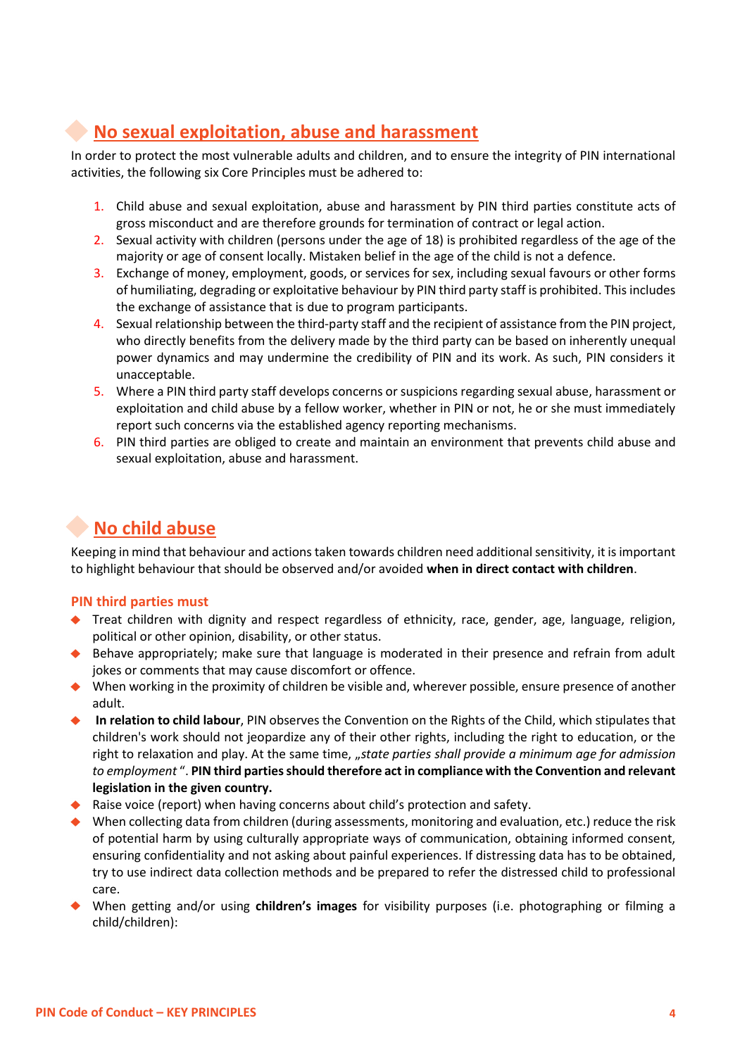## No sexual exploitation, abuse and harassment

In order to protect the most vulnerable adults and children, and to ensure the integrity of PIN international activities, the following six Core Principles must be adhered to:

1. Child abuse and sexual exploitation, abuse and harassment by PIN third parties constitute acts of gross misconduct and are therefore grounds for termination of contract or legal action.
2. Sexual activity with children (persons under the age of 18) is prohibited regardless of the age of the majority or age of consent locally. Mistaken belief in the age of the child is not a defence.
3. Exchange of money, employment, goods, or services for sex, including sexual favours or other forms of humiliating, degrading or exploitative behaviour by PIN third party staff is prohibited. This includes the exchange of assistance that is due to program participants.
4. Sexual relationship between the third-party staff and the recipient of assistance from the PIN project, who directly benefits from the delivery made by the third party can be based on inherently unequal power dynamics and may undermine the credibility of PIN and its work. As such, PIN considers it unacceptable.
5. Where a PIN third party staff develops concerns or suspicions regarding sexual abuse, harassment or exploitation and child abuse by a fellow worker, whether in PIN or not, he or she must immediately report such concerns via the established agency reporting mechanisms.
6. PIN third parties are obliged to create and maintain an environment that prevents child abuse and sexual exploitation, abuse and harassment.

## No child abuse

Keeping in mind that behaviour and actions taken towards children need additional sensitivity, it is important to highlight behaviour that should be observed and/or avoided **when in direct contact with children**.

### PIN third parties must

- Treat children with dignity and respect regardless of ethnicity, race, gender, age, language, religion, political or other opinion, disability, or other status.
- Behave appropriately; make sure that language is moderated in their presence and refrain from adult jokes or comments that may cause discomfort or offence.
- When working in the proximity of children be visible and, wherever possible, ensure presence of another adult.
- **In relation to child labour**, PIN observes the Convention on the Rights of the Child, which stipulates that children's work should not jeopardize any of their other rights, including the right to education, or the right to relaxation and play. At the same time, „*state parties shall provide a minimum age for admission to employment*". **PIN third parties should therefore act in compliance with the Convention and relevant legislation in the given country.**
- Raise voice (report) when having concerns about child's protection and safety.
- When collecting data from children (during assessments, monitoring and evaluation, etc.) reduce the risk of potential harm by using culturally appropriate ways of communication, obtaining informed consent, ensuring confidentiality and not asking about painful experiences. If distressing data has to be obtained, try to use indirect data collection methods and be prepared to refer the distressed child to professional care.
- When getting and/or using **children's images** for visibility purposes (i.e. photographing or filming a child/children):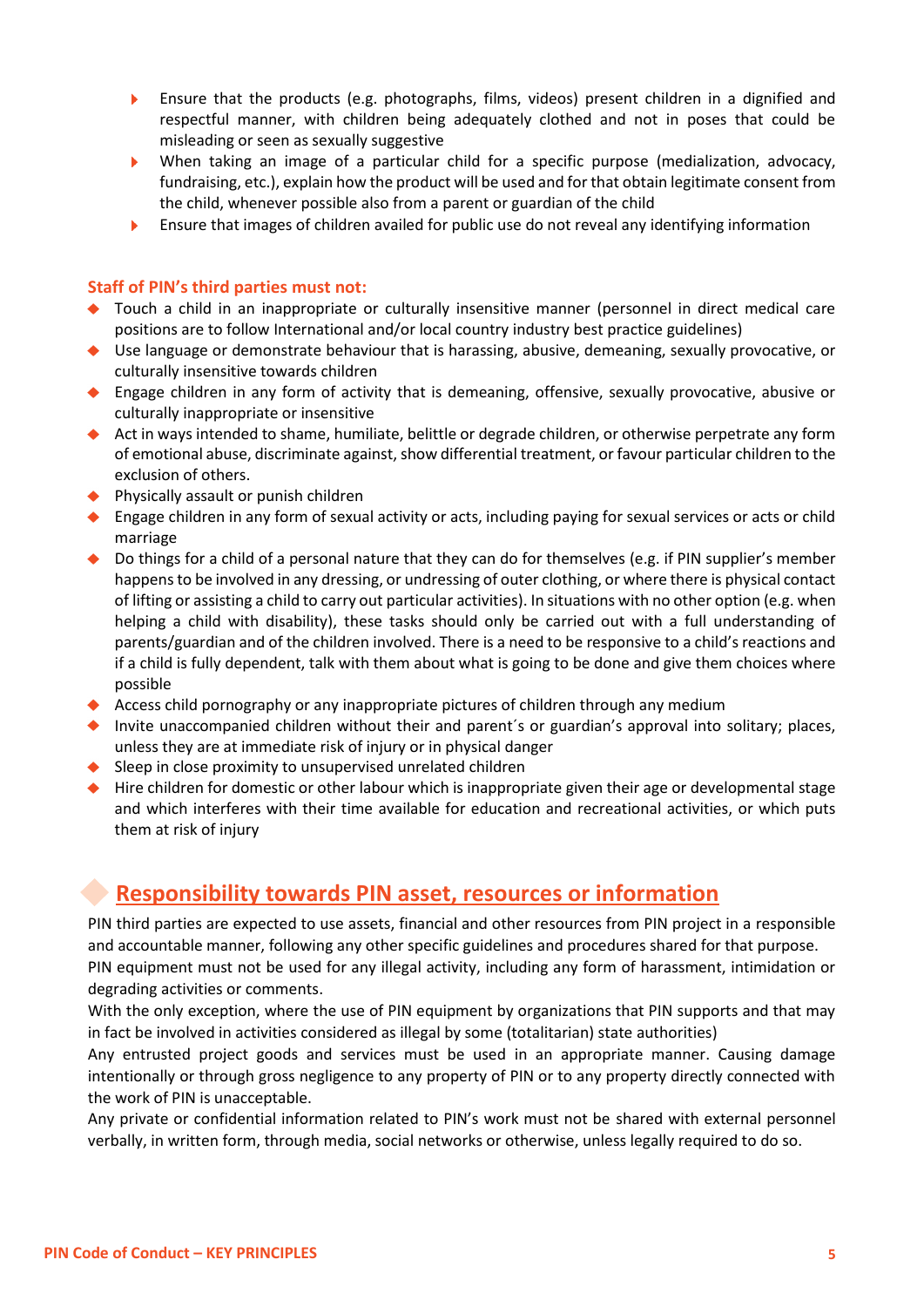- Ensure that the products (e.g. photographs, films, videos) present children in a dignified and respectful manner, with children being adequately clothed and not in poses that could be misleading or seen as sexually suggestive
- When taking an image of a particular child for a specific purpose (medialization, advocacy, fundraising, etc.), explain how the product will be used and for that obtain legitimate consent from the child, whenever possible also from a parent or guardian of the child
- Ensure that images of children availed for public use do not reveal any identifying information

**Staff of PIN's third parties must not:**

- Touch a child in an inappropriate or culturally insensitive manner (personnel in direct medical care positions are to follow International and/or local country industry best practice guidelines)
- Use language or demonstrate behaviour that is harassing, abusive, demeaning, sexually provocative, or culturally insensitive towards children
- Engage children in any form of activity that is demeaning, offensive, sexually provocative, abusive or culturally inappropriate or insensitive
- Act in ways intended to shame, humiliate, belittle or degrade children, or otherwise perpetrate any form of emotional abuse, discriminate against, show differential treatment, or favour particular children to the exclusion of others.
- Physically assault or punish children
- Engage children in any form of sexual activity or acts, including paying for sexual services or acts or child marriage
- Do things for a child of a personal nature that they can do for themselves (e.g. if PIN supplier's member happens to be involved in any dressing, or undressing of outer clothing, or where there is physical contact of lifting or assisting a child to carry out particular activities). In situations with no other option (e.g. when helping a child with disability), these tasks should only be carried out with a full understanding of parents/guardian and of the children involved. There is a need to be responsive to a child's reactions and if a child is fully dependent, talk with them about what is going to be done and give them choices where possible
- Access child pornography or any inappropriate pictures of children through any medium
- Invite unaccompanied children without their and parent´s or guardian's approval into solitary; places, unless they are at immediate risk of injury or in physical danger
- Sleep in close proximity to unsupervised unrelated children
- Hire children for domestic or other labour which is inappropriate given their age or developmental stage and which interferes with their time available for education and recreational activities, or which puts them at risk of injury

## Responsibility towards PIN asset, resources or information

PIN third parties are expected to use assets, financial and other resources from PIN project in a responsible and accountable manner, following any other specific guidelines and procedures shared for that purpose.
PIN equipment must not be used for any illegal activity, including any form of harassment, intimidation or degrading activities or comments.
With the only exception, where the use of PIN equipment by organizations that PIN supports and that may in fact be involved in activities considered as illegal by some (totalitarian) state authorities)
Any entrusted project goods and services must be used in an appropriate manner. Causing damage intentionally or through gross negligence to any property of PIN or to any property directly connected with the work of PIN is unacceptable.
Any private or confidential information related to PIN's work must not be shared with external personnel verbally, in written form, through media, social networks or otherwise, unless legally required to do so.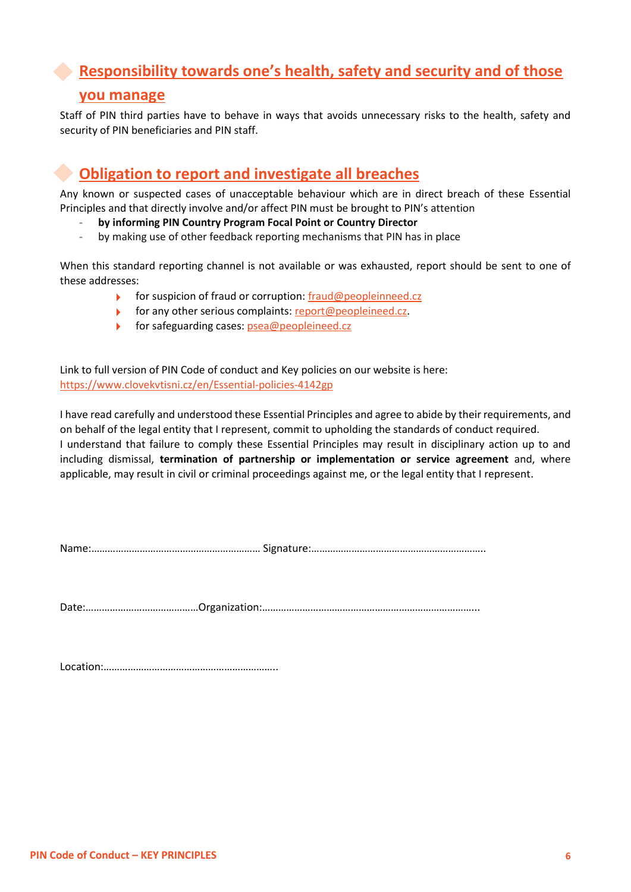## Responsibility towards one's health, safety and security and of those you manage

Staff of PIN third parties have to behave in ways that avoids unnecessary risks to the health, safety and security of PIN beneficiaries and PIN staff.

## Obligation to report and investigate all breaches

Any known or suspected cases of unacceptable behaviour which are in direct breach of these Essential Principles and that directly involve and/or affect PIN must be brought to PIN's attention

- **by informing PIN Country Program Focal Point or Country Director**
- by making use of other feedback reporting mechanisms that PIN has in place

When this standard reporting channel is not available or was exhausted, report should be sent to one of these addresses:

- for suspicion of fraud or corruption: fraud@peopleinneed.cz
- for any other serious complaints: report@peopleineed.cz.
- for safeguarding cases: psea@peopleineed.cz

Link to full version of PIN Code of conduct and Key policies on our website is here: https://www.clovekvtisni.cz/en/Essential-policies-4142gp

I have read carefully and understood these Essential Principles and agree to abide by their requirements, and on behalf of the legal entity that I represent, commit to upholding the standards of conduct required.
I understand that failure to comply these Essential Principles may result in disciplinary action up to and including dismissal, **termination of partnership or implementation or service agreement** and, where applicable, may result in civil or criminal proceedings against me, or the legal entity that I represent.

Name:……………………………………………………… Signature:………………………………………………………..

Date:……………………………………Organization:……………………………………………………………………..

Location:………………………………………………………..